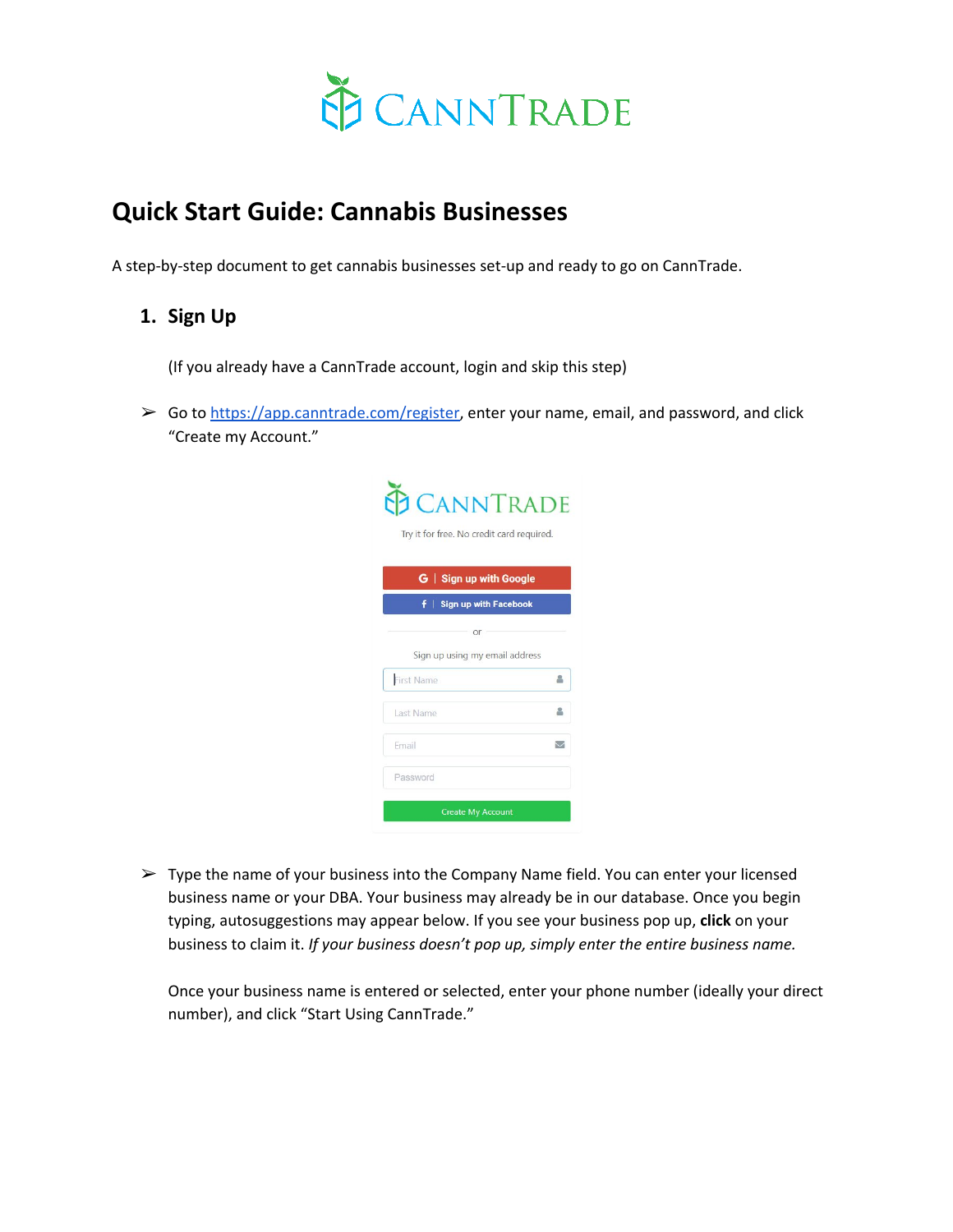# Quick Start Guide: Cannabis Businesses

A step-by-step document to get cannabis businesses set-up and ready to go on CannTrade.

## 1. Sign Up

(If you already have a CannTrade account, login and skip this step)

- Go to [https://app.canntrade.com/register](https://app.canntrade.com/register), enter your name, email, and password, and click "Create my Account."

- Type the name of your business into the Company Name field. You can enter your licensed business name or your DBA. Your business may already be in our database. Once you begin typing, autosuggestions may appear below. If you see your business pop up, **click** on your business to claim it. *If your business doesn't pop up, simply enter the entire business name.*

  Once your business name is entered or selected, enter your phone number (ideally your direct number), and click "Start Using CannTrade."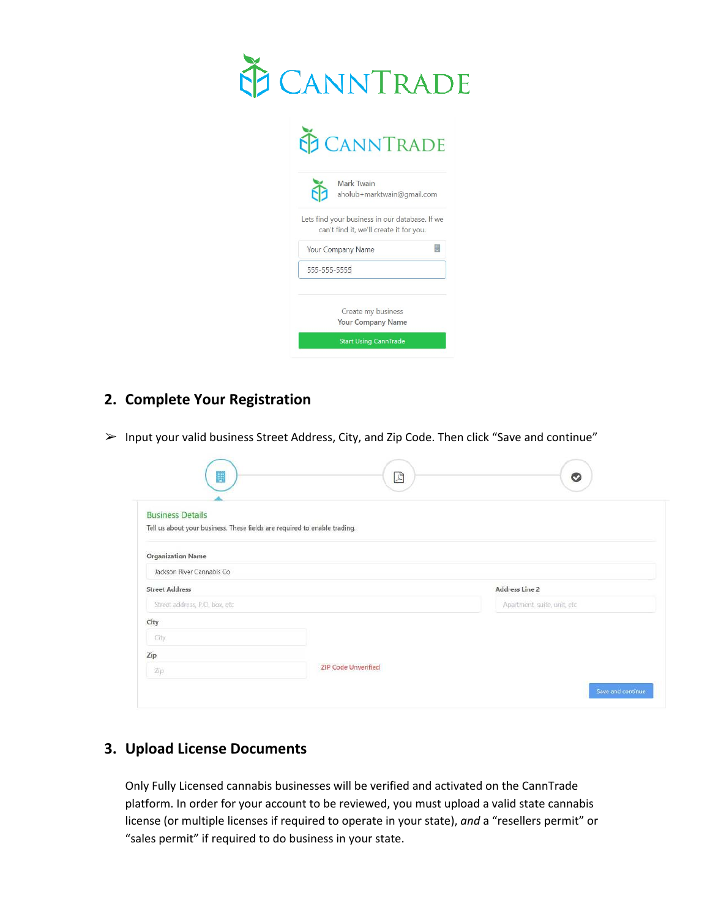CANNTRADE

CANNTRADE

Mark Twain
aholub+marktwain@gmail.com

Lets find your business in our database. If we can't find it, we'll create it for you.

Your Company Name

555-555-5555

Create my business
Your Company Name

Start Using CannTrade

## 2. Complete Your Registration

➢ Input your valid business Street Address, City, and Zip Code. Then click "Save and continue"

Business Details

Tell us about your business. These fields are required to enable trading.

Organization Name

Jackson River Cannabis Co

Street Address

Street address, P.O. box, etc

Address Line 2

Apartment, suite, unit, etc

City

City

Zip

Zip

ZIP Code Unverified

Save and continue

## 3. Upload License Documents

Only Fully Licensed cannabis businesses will be verified and activated on the CannTrade platform. In order for your account to be reviewed, you must upload a valid state cannabis license (or multiple licenses if required to operate in your state), *and* a "resellers permit" or "sales permit" if required to do business in your state.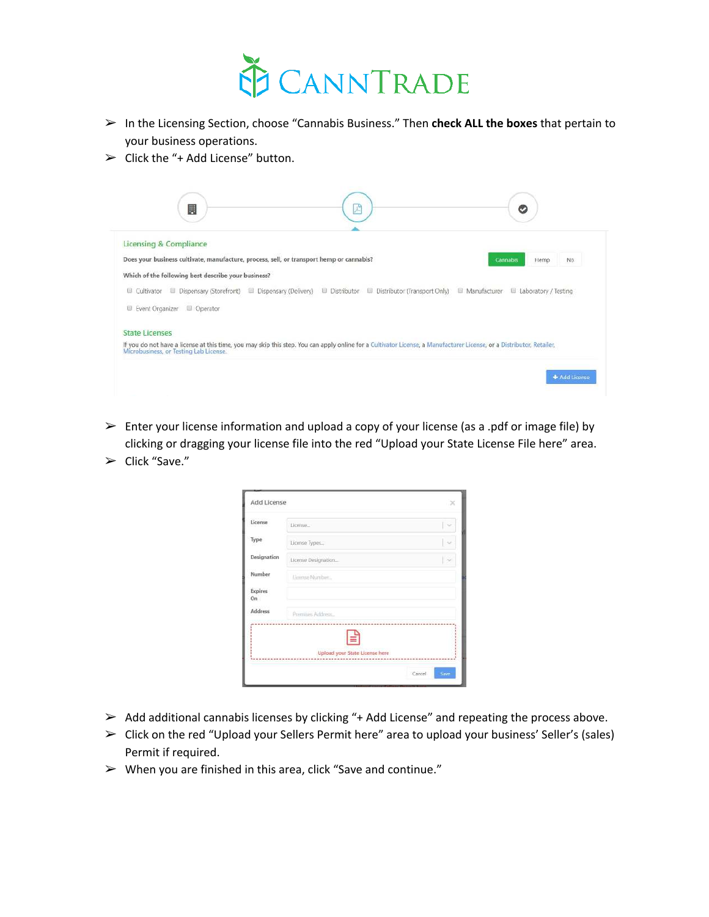- In the Licensing Section, choose "Cannabis Business." Then **check ALL the boxes** that pertain to your business operations.
- Click the "+ Add License" button.

- Enter your license information and upload a copy of your license (as a .pdf or image file) by clicking or dragging your license file into the red "Upload your State License File here" area.
- Click "Save."

- Add additional cannabis licenses by clicking "+ Add License" and repeating the process above.
- Click on the red "Upload your Sellers Permit here" area to upload your business' Seller's (sales) Permit if required.
- When you are finished in this area, click "Save and continue."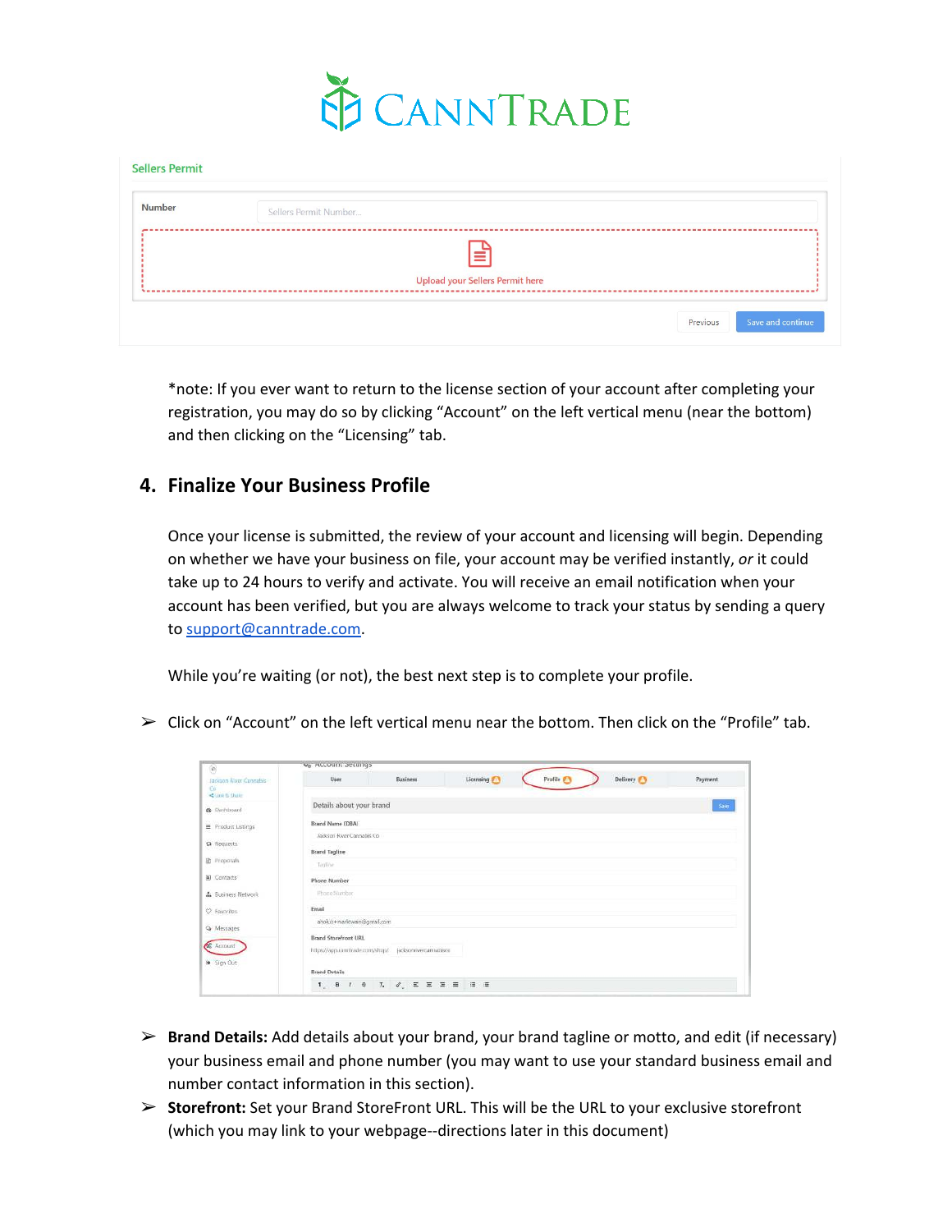*note: If you ever want to return to the license section of your account after completing your registration, you may do so by clicking “Account” on the left vertical menu (near the bottom) and then clicking on the “Licensing” tab.

## 4. Finalize Your Business Profile

Once your license is submitted, the review of your account and licensing will begin. Depending on whether we have your business on file, your account may be verified instantly, *or* it could take up to 24 hours to verify and activate. You will receive an email notification when your account has been verified, but you are always welcome to track your status by sending a query to support@canntrade.com.

While you’re waiting (or not), the best next step is to complete your profile.

➢ Click on “Account” on the left vertical menu near the bottom. Then click on the “Profile” tab.

➢ **Brand Details:** Add details about your brand, your brand tagline or motto, and edit (if necessary) your business email and phone number (you may want to use your standard business email and number contact information in this section).

➢ **Storefront:** Set your Brand StoreFront URL. This will be the URL to your exclusive storefront (which you may link to your webpage--directions later in this document)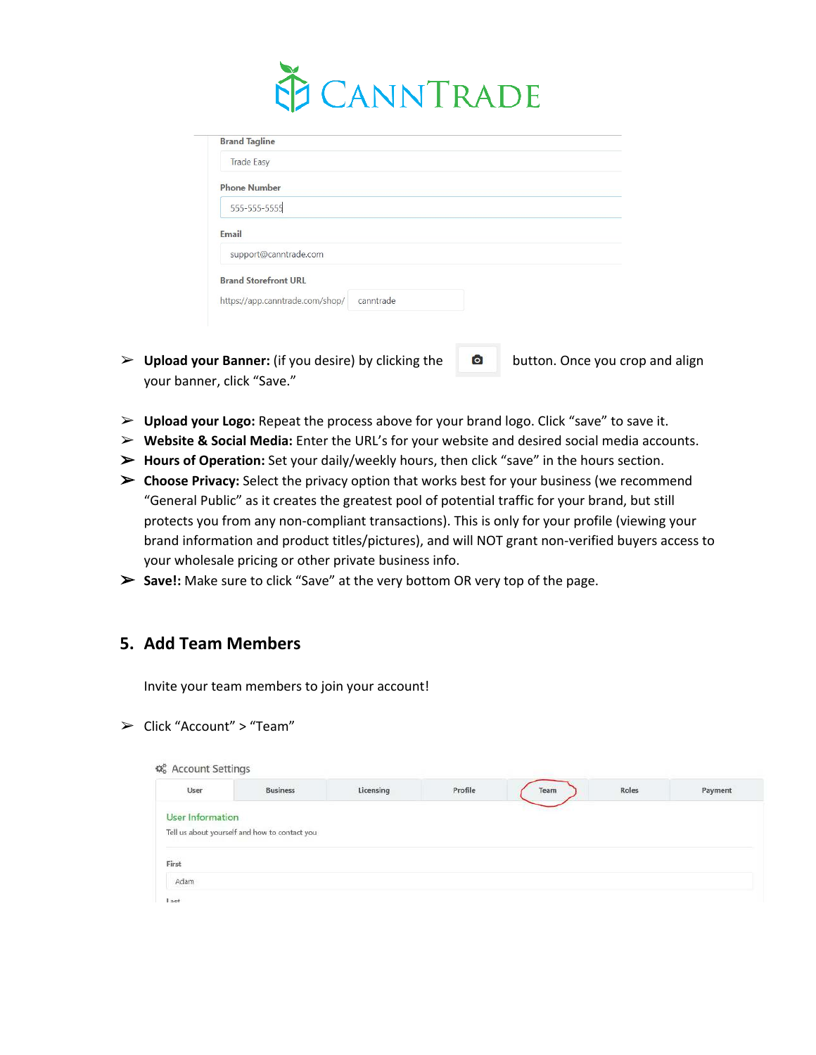Brand Tagline

Trade Easy

Phone Number

555-555-5555

Email

support@canntrade.com

Brand Storefront URL

https://app.canntrade.com/shop/ canntrade

- **Upload your Banner:** (if you desire) by clicking the 📷 button. Once you crop and align your banner, click "Save."
- **Upload your Logo:** Repeat the process above for your brand logo. Click "save" to save it.
- **Website & Social Media:** Enter the URL's for your website and desired social media accounts.
- **Hours of Operation:** Set your daily/weekly hours, then click "save" in the hours section.
- **Choose Privacy:** Select the privacy option that works best for your business (we recommend "General Public" as it creates the greatest pool of potential traffic for your brand, but still protects you from any non-compliant transactions). This is only for your profile (viewing your brand information and product titles/pictures), and will NOT grant non-verified buyers access to your wholesale pricing or other private business info.
- **Save!:** Make sure to click "Save" at the very bottom OR very top of the page.

## 5. Add Team Members

Invite your team members to join your account!

- Click "Account" > "Team"

Account Settings

| User | Business | Licensing | Profile | Team | Roles | Payment |
|---|---|---|---|---|---|---|

User Information

Tell us about yourself and how to contact you

First

Adam

Last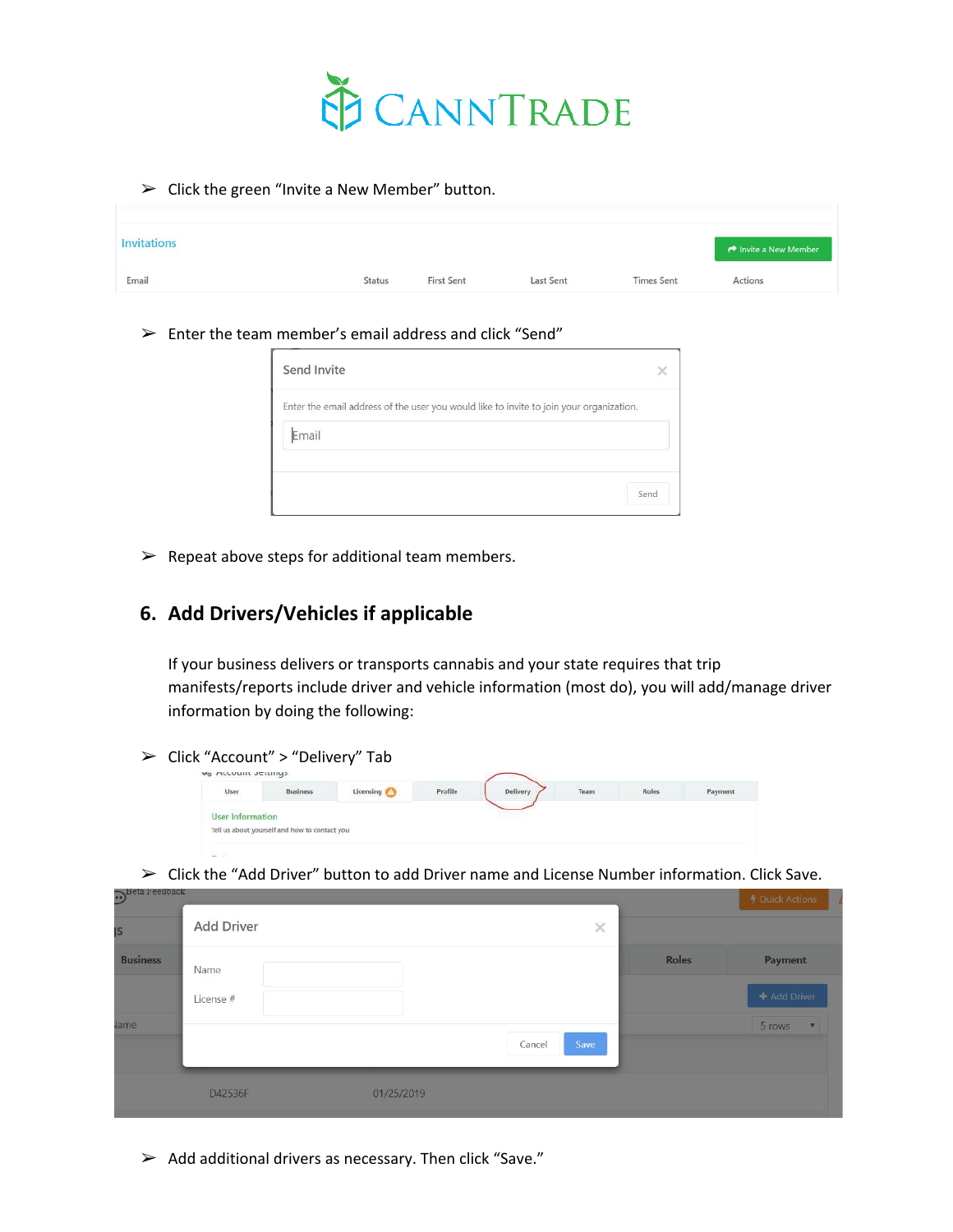- Click the green "Invite a New Member" button.
- Enter the team member's email address and click "Send"
- Repeat above steps for additional team members.

## 6. Add Drivers/Vehicles if applicable

If your business delivers or transports cannabis and your state requires that trip manifests/reports include driver and vehicle information (most do), you will add/manage driver information by doing the following:

- Click "Account" > "Delivery" Tab
- Click the "Add Driver" button to add Driver name and License Number information. Click Save.
- Add additional drivers as necessary. Then click "Save."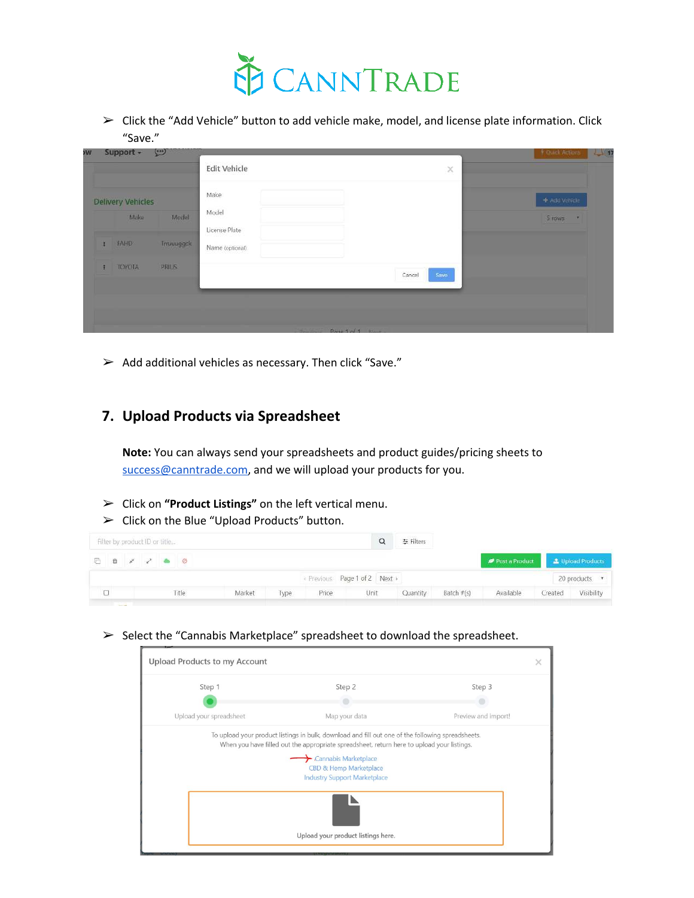- ➢ Click the “Add Vehicle” button to add vehicle make, model, and license plate information. Click “Save.”

- ➢ Add additional vehicles as necessary. Then click “Save.”

## 7. Upload Products via Spreadsheet

**Note:** You can always send your spreadsheets and product guides/pricing sheets to success@canntrade.com, and we will upload your products for you.

- ➢ Click on **“Product Listings”** on the left vertical menu.
- ➢ Click on the Blue “Upload Products” button.

- ➢ Select the “Cannabis Marketplace” spreadsheet to download the spreadsheet.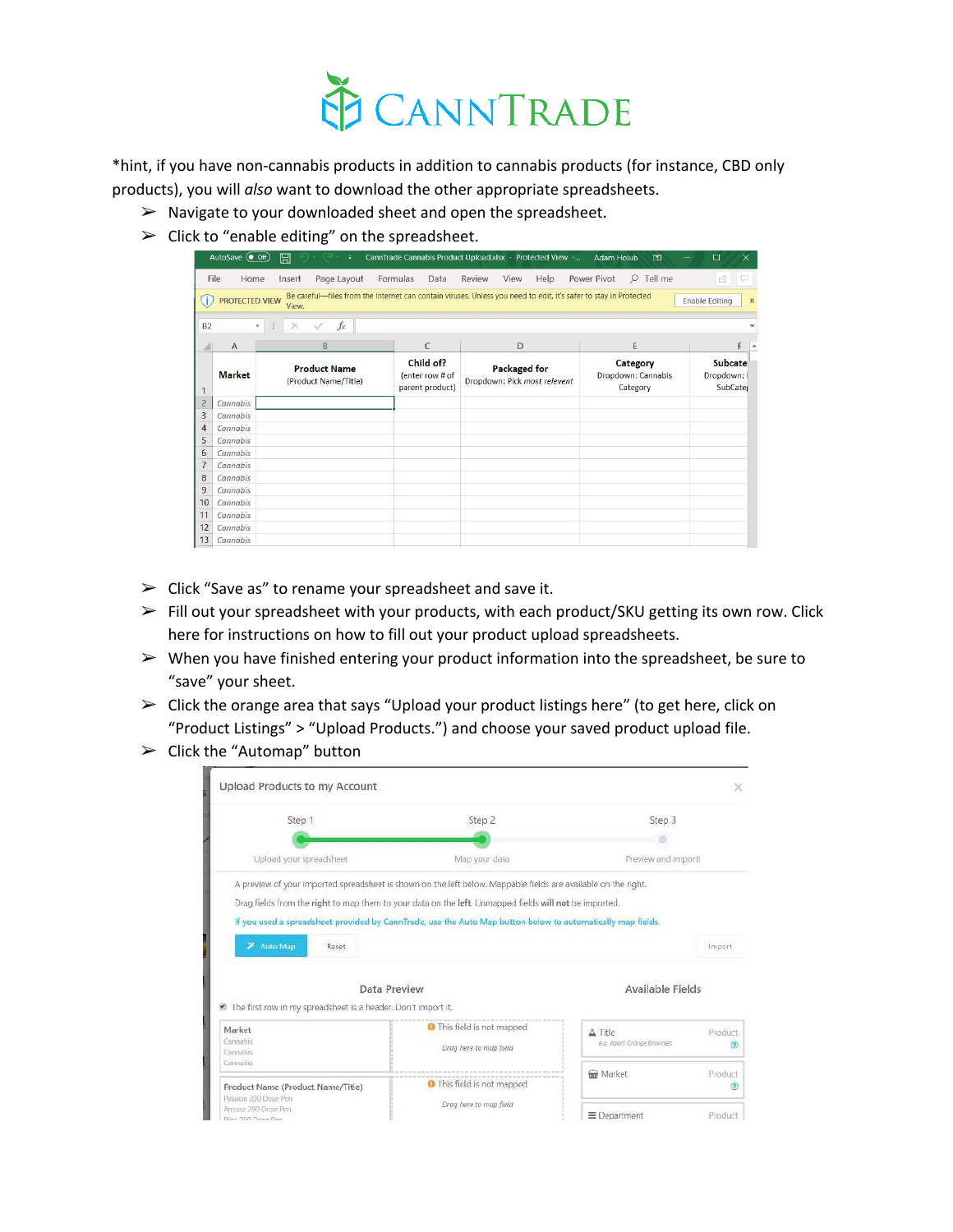*hint, if you have non-cannabis products in addition to cannabis products (for instance, CBD only products), you will *also* want to download the other appropriate spreadsheets.

- Navigate to your downloaded sheet and open the spreadsheet.
- Click to "enable editing" on the spreadsheet.
- Click "Save as" to rename your spreadsheet and save it.
- Fill out your spreadsheet with your products, with each product/SKU getting its own row. Click here for instructions on how to fill out your product upload spreadsheets.
- When you have finished entering your product information into the spreadsheet, be sure to "save" your sheet.
- Click the orange area that says "Upload your product listings here" (to get here, click on "Product Listings" > "Upload Products.") and choose your saved product upload file.
- Click the "Automap" button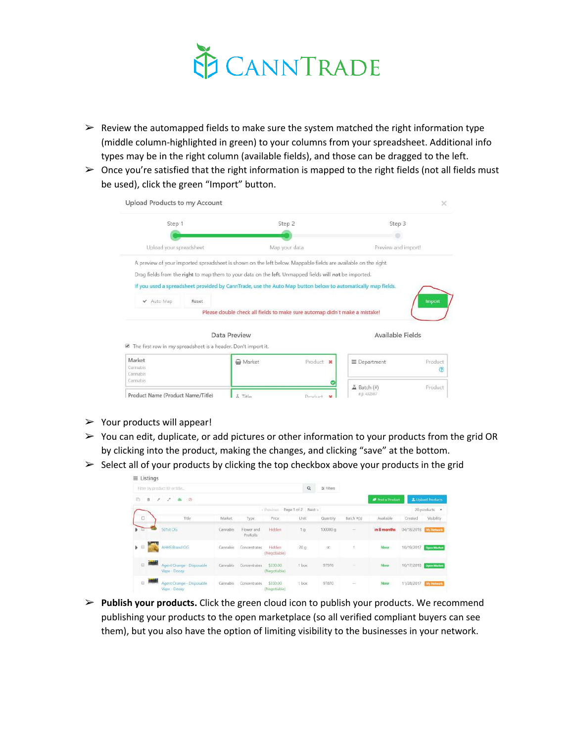- Review the automapped fields to make sure the system matched the right information type (middle column-highlighted in green) to your columns from your spreadsheet. Additional info types may be in the right column (available fields), and those can be dragged to the left.
- Once you're satisfied that the right information is mapped to the right fields (not all fields must be used), click the green "Import" button.

- Your products will appear!
- You can edit, duplicate, or add pictures or other information to your products from the grid OR by clicking into the product, making the changes, and clicking "save" at the bottom.
- Select all of your products by clicking the top checkbox above your products in the grid

- **Publish your products.** Click the green cloud icon to publish your products. We recommend publishing your products to the open marketplace (so all verified compliant buyers can see them), but you also have the option of limiting visibility to the businesses in your network.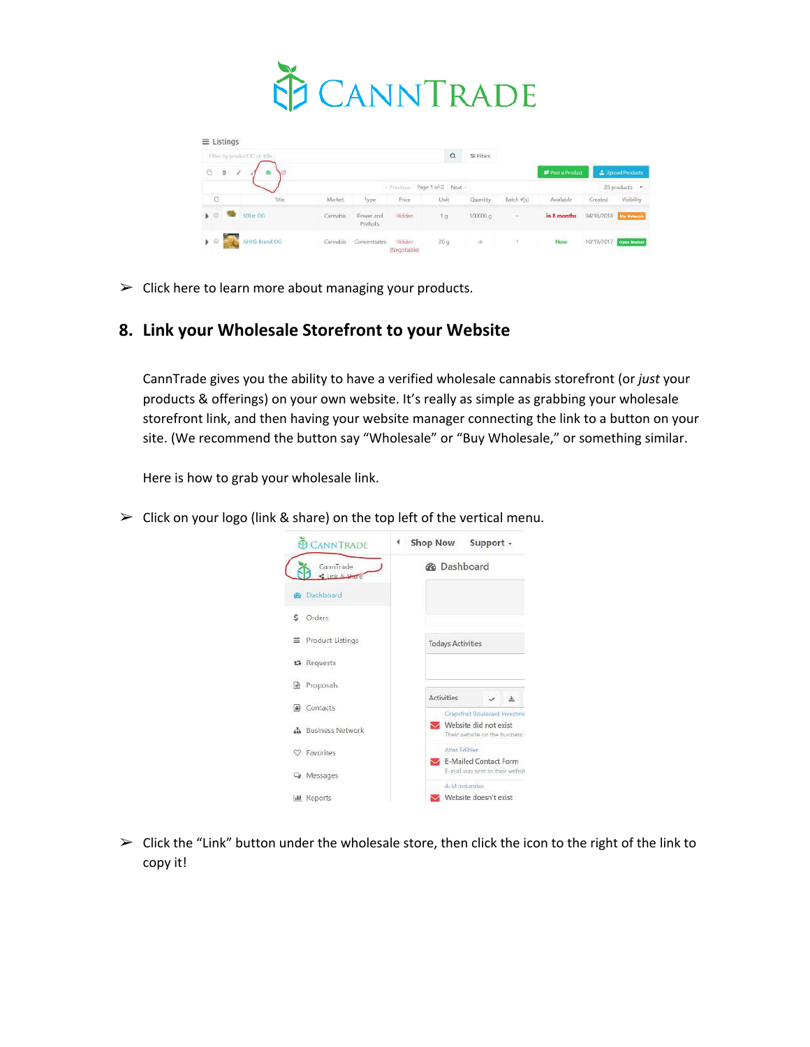- Click here to learn more about managing your products.

## 8. Link your Wholesale Storefront to your Website

CannTrade gives you the ability to have a verified wholesale cannabis storefront (or *just* your products & offerings) on your own website. It's really as simple as grabbing your wholesale storefront link, and then having your website manager connecting the link to a button on your site. (We recommend the button say "Wholesale" or "Buy Wholesale," or something similar.

Here is how to grab your wholesale link.

- Click on your logo (link & share) on the top left of the vertical menu.

- Click the "Link" button under the wholesale store, then click the icon to the right of the link to copy it!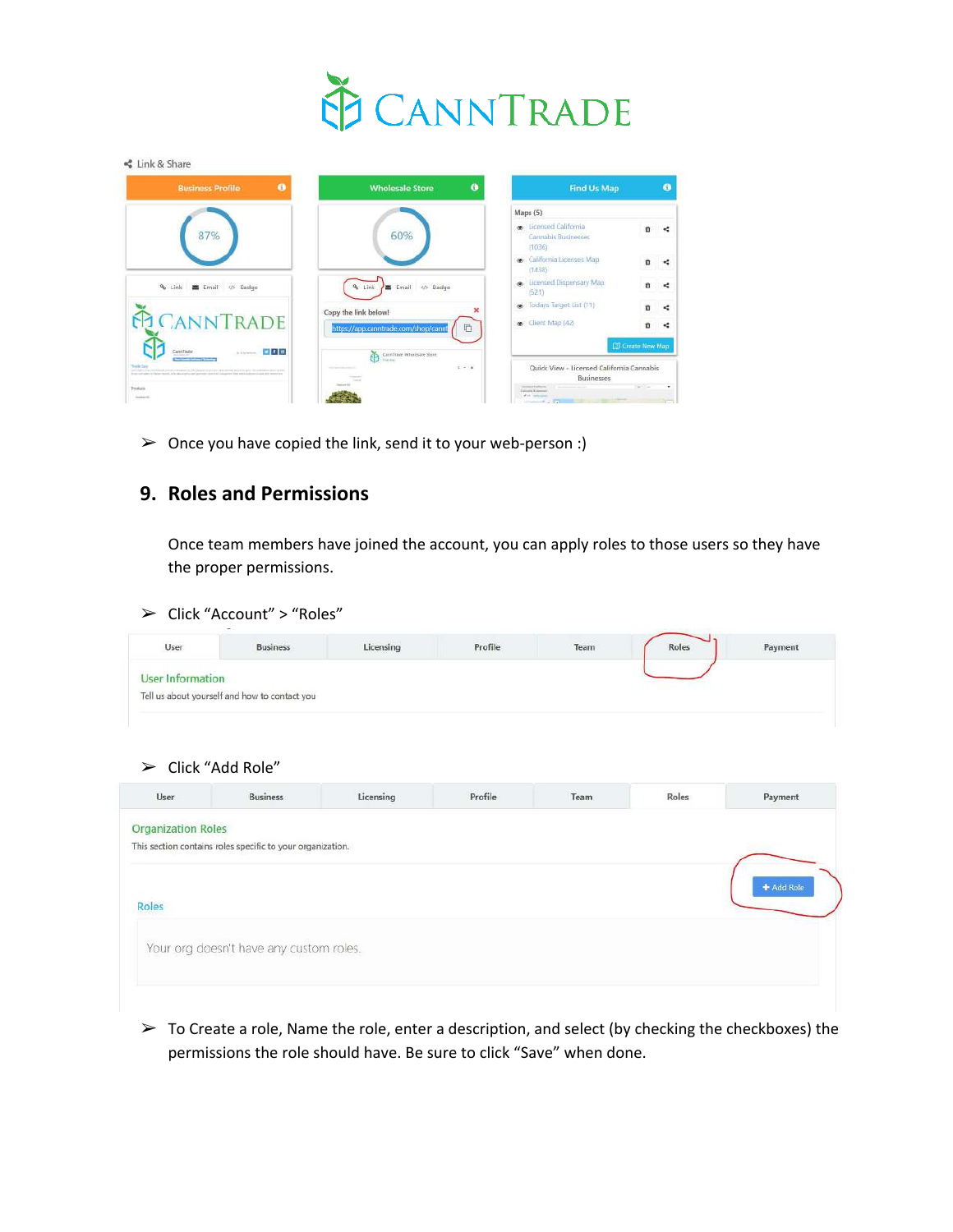- Once you have copied the link, send it to your web-person :)

## 9. Roles and Permissions

Once team members have joined the account, you can apply roles to those users so they have the proper permissions.

- Click “Account” > “Roles”

- Click “Add Role”

- To Create a role, Name the role, enter a description, and select (by checking the checkboxes) the permissions the role should have. Be sure to click “Save” when done.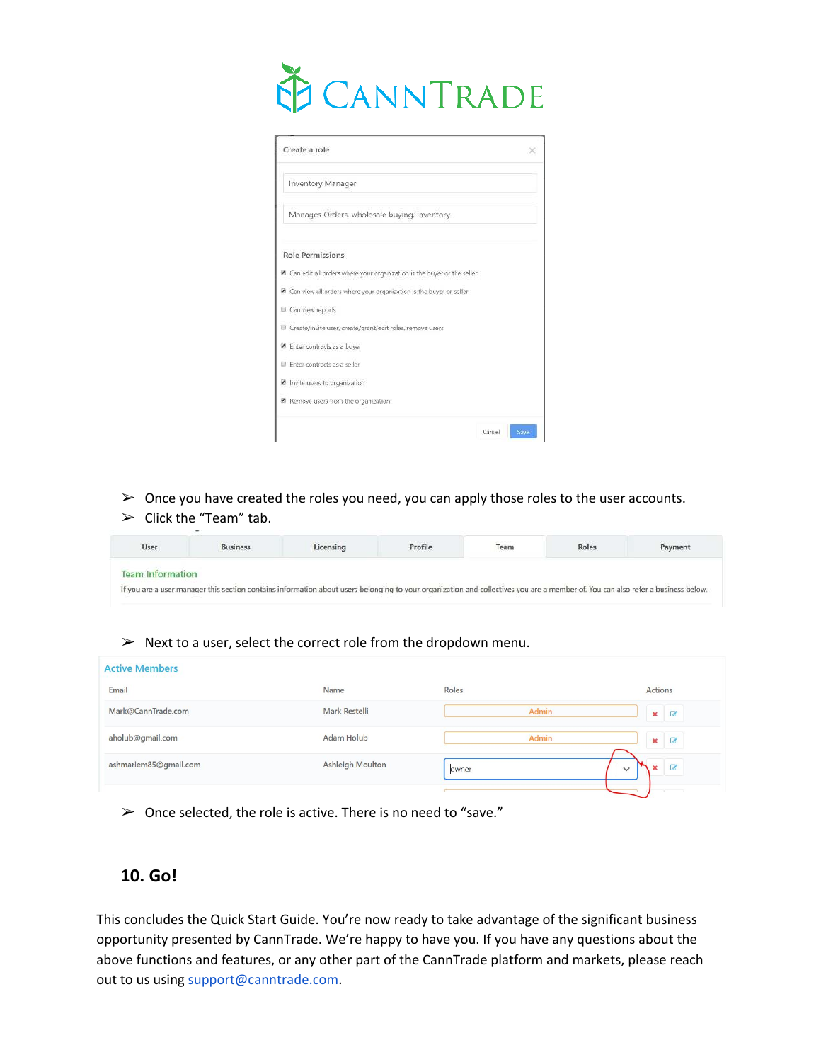CANNTRADE

Create a role

Inventory Manager

Manages Orders, wholesale buying, inventory

Role Permissions

- [x] Can edit all orders where your organization is the buyer or the seller
- [x] Can view all orders where your organization is the buyer or seller
- [ ] Can view reports
- [ ] Create/invite user, create/grant/edit roles, remove users
- [x] Enter contracts as a buyer
- [ ] Enter contracts as a seller
- [x] Invite users to organization
- [x] Remove users from the organization

Cancel Save

- ➢ Once you have created the roles you need, you can apply those roles to the user accounts.
- ➢ Click the "Team" tab.

| User | Business | Licensing | Profile | Team | Roles | Payment |
|---|---|---|---|---|---|---|

Team Information

If you are a user manager this section contains information about users belonging to your organization and collectives you are a member of. You can also refer a business below.

- ➢ Next to a user, select the correct role from the dropdown menu.

Active Members

| Email | Name | Roles | Actions |
|---|---|---|---|
| Mark@CannTrade.com | Mark Restelli | Admin | |
| aholub@gmail.com | Adam Holub | Admin | |
| ashmariem85@gmail.com | Ashleigh Moulton | owner | |

- ➢ Once selected, the role is active. There is no need to "save."

## 10. Go!

This concludes the Quick Start Guide. You're now ready to take advantage of the significant business opportunity presented by CannTrade. We're happy to have you. If you have any questions about the above functions and features, or any other part of the CannTrade platform and markets, please reach out to us using support@canntrade.com.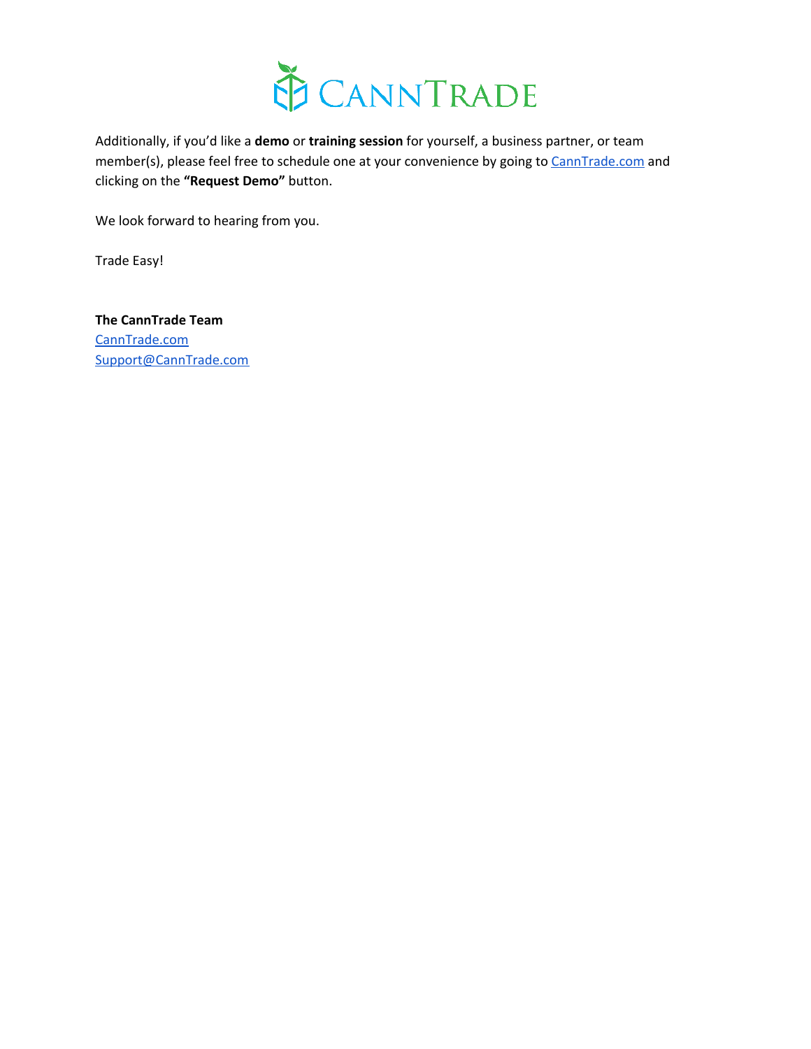Additionally, if you'd like a **demo** or **training session** for yourself, a business partner, or team member(s), please feel free to schedule one at your convenience by going to CannTrade.com and clicking on the **"Request Demo"** button.

We look forward to hearing from you.

Trade Easy!

**The CannTrade Team**
CannTrade.com
Support@CannTrade.com